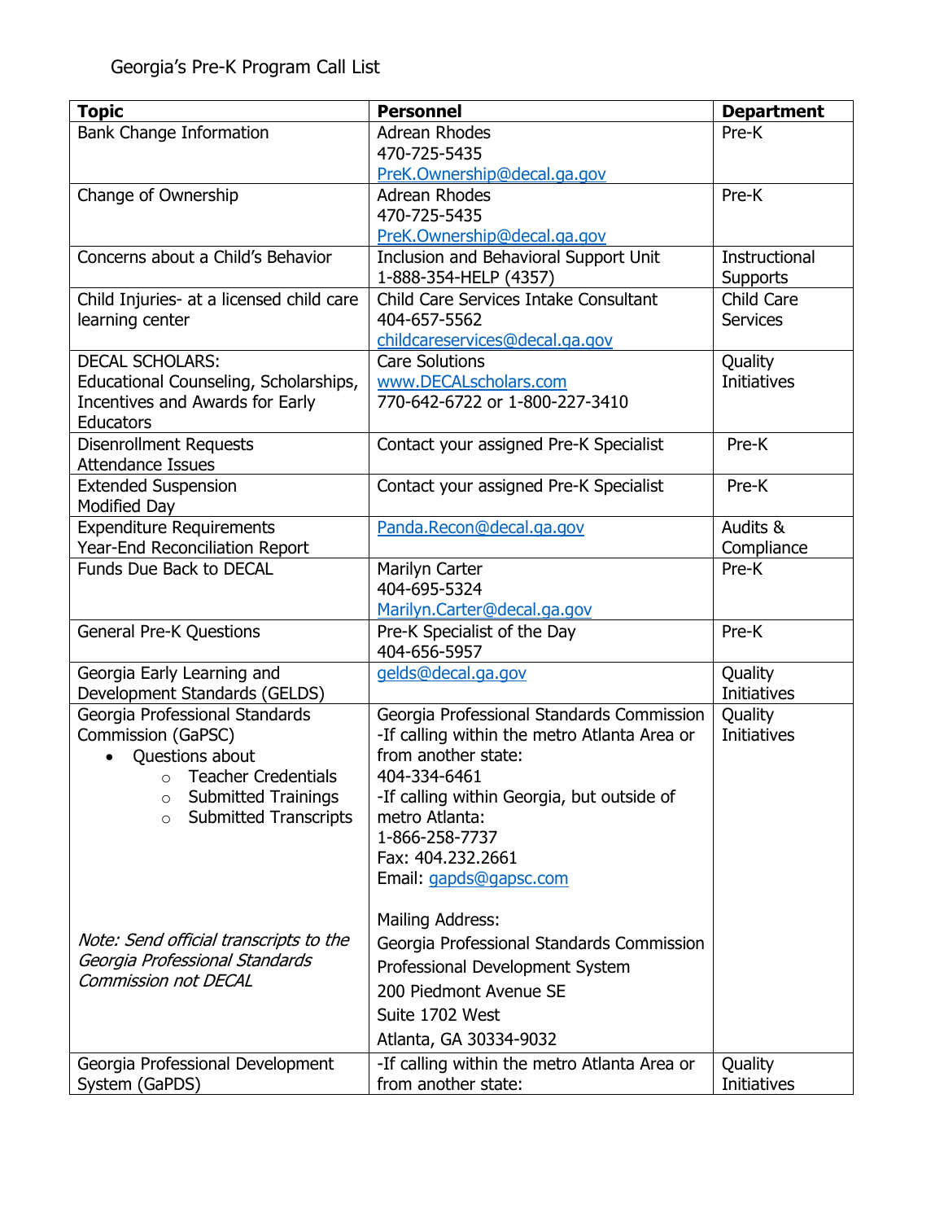Georgia's Pre-K Program Call List

| Topic | Personnel | Department |
|---|---|---|
| Bank Change Information | Adrean Rhodes<br>470-725-5435<br>PreK.Ownership@decal.ga.gov | Pre-K |
| Change of Ownership | Adrean Rhodes<br>470-725-5435<br>PreK.Ownership@decal.ga.gov | Pre-K |
| Concerns about a Child's Behavior | Inclusion and Behavioral Support Unit<br>1-888-354-HELP (4357) | Instructional Supports |
| Child Injuries- at a licensed child care learning center | Child Care Services Intake Consultant<br>404-657-5562<br>childcareservices@decal.ga.gov | Child Care Services |
| DECAL SCHOLARS:<br>Educational Counseling, Scholarships, Incentives and Awards for Early Educators | Care Solutions<br>www.DECALscholars.com<br>770-642-6722 or 1-800-227-3410 | Quality Initiatives |
| Disenrollment Requests<br>Attendance Issues | Contact your assigned Pre-K Specialist | Pre-K |
| Extended Suspension<br>Modified Day | Contact your assigned Pre-K Specialist | Pre-K |
| Expenditure Requirements<br>Year-End Reconciliation Report | Panda.Recon@decal.ga.gov | Audits & Compliance |
| Funds Due Back to DECAL | Marilyn Carter<br>404-695-5324<br>Marilyn.Carter@decal.ga.gov | Pre-K |
| General Pre-K Questions | Pre-K Specialist of the Day<br>404-656-5957 | Pre-K |
| Georgia Early Learning and Development Standards (GELDS) | gelds@decal.ga.gov | Quality Initiatives |
| Georgia Professional Standards Commission (GaPSC)<br>• Questions about<br>&nbsp;&nbsp;&nbsp;&nbsp;○ Teacher Credentials<br>&nbsp;&nbsp;&nbsp;&nbsp;○ Submitted Trainings<br>&nbsp;&nbsp;&nbsp;&nbsp;○ Submitted Transcripts<br><br>*Note: Send official transcripts to the Georgia Professional Standards Commission not DECAL* | Georgia Professional Standards Commission<br>-If calling within the metro Atlanta Area or from another state:<br>404-334-6461<br>-If calling within Georgia, but outside of metro Atlanta:<br>1-866-258-7737<br>Fax: 404.232.2661<br>Email: gapds@gapsc.com<br><br>Mailing Address:<br>Georgia Professional Standards Commission<br>Professional Development System<br>200 Piedmont Avenue SE<br>Suite 1702 West<br>Atlanta, GA 30334-9032 | Quality Initiatives |
| Georgia Professional Development System (GaPDS) | -If calling within the metro Atlanta Area or from another state: | Quality Initiatives |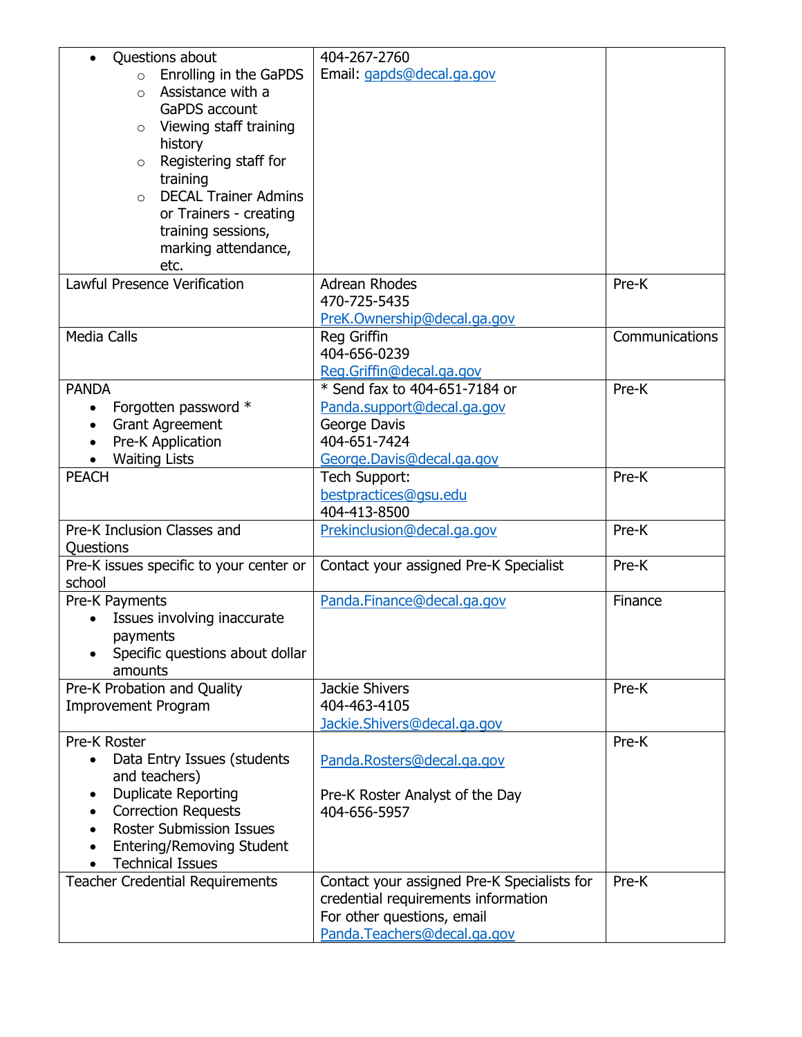| | | |
|---|---|---|
| • Questions about<br>○ Enrolling in the GaPDS<br>○ Assistance with a GaPDS account<br>○ Viewing staff training history<br>○ Registering staff for training<br>○ DECAL Trainer Admins or Trainers - creating training sessions, marking attendance, etc. | 404-267-2760<br>Email: gapds@decal.ga.gov | |
| Lawful Presence Verification | Adrean Rhodes<br>470-725-5435<br>PreK.Ownership@decal.ga.gov | Pre-K |
| Media Calls | Reg Griffin<br>404-656-0239<br>Reg.Griffin@decal.ga.gov | Communications |
| PANDA<br>• Forgotten password *<br>• Grant Agreement<br>• Pre-K Application<br>• Waiting Lists | * Send fax to 404-651-7184 or Panda.support@decal.ga.gov<br>George Davis<br>404-651-7424<br>George.Davis@decal.ga.gov | Pre-K |
| PEACH | Tech Support:<br>bestpractices@gsu.edu<br>404-413-8500 | Pre-K |
| Pre-K Inclusion Classes and Questions | Prekinclusion@decal.ga.gov | Pre-K |
| Pre-K issues specific to your center or school | Contact your assigned Pre-K Specialist | Pre-K |
| Pre-K Payments<br>• Issues involving inaccurate payments<br>• Specific questions about dollar amounts | Panda.Finance@decal.ga.gov | Finance |
| Pre-K Probation and Quality Improvement Program | Jackie Shivers<br>404-463-4105<br>Jackie.Shivers@decal.ga.gov | Pre-K |
| Pre-K Roster<br>• Data Entry Issues (students and teachers)<br>• Duplicate Reporting<br>• Correction Requests<br>• Roster Submission Issues<br>• Entering/Removing Student<br>• Technical Issues | Panda.Rosters@decal.ga.gov<br><br>Pre-K Roster Analyst of the Day<br>404-656-5957 | Pre-K |
| Teacher Credential Requirements | Contact your assigned Pre-K Specialists for credential requirements information<br>For other questions, email Panda.Teachers@decal.ga.gov | Pre-K |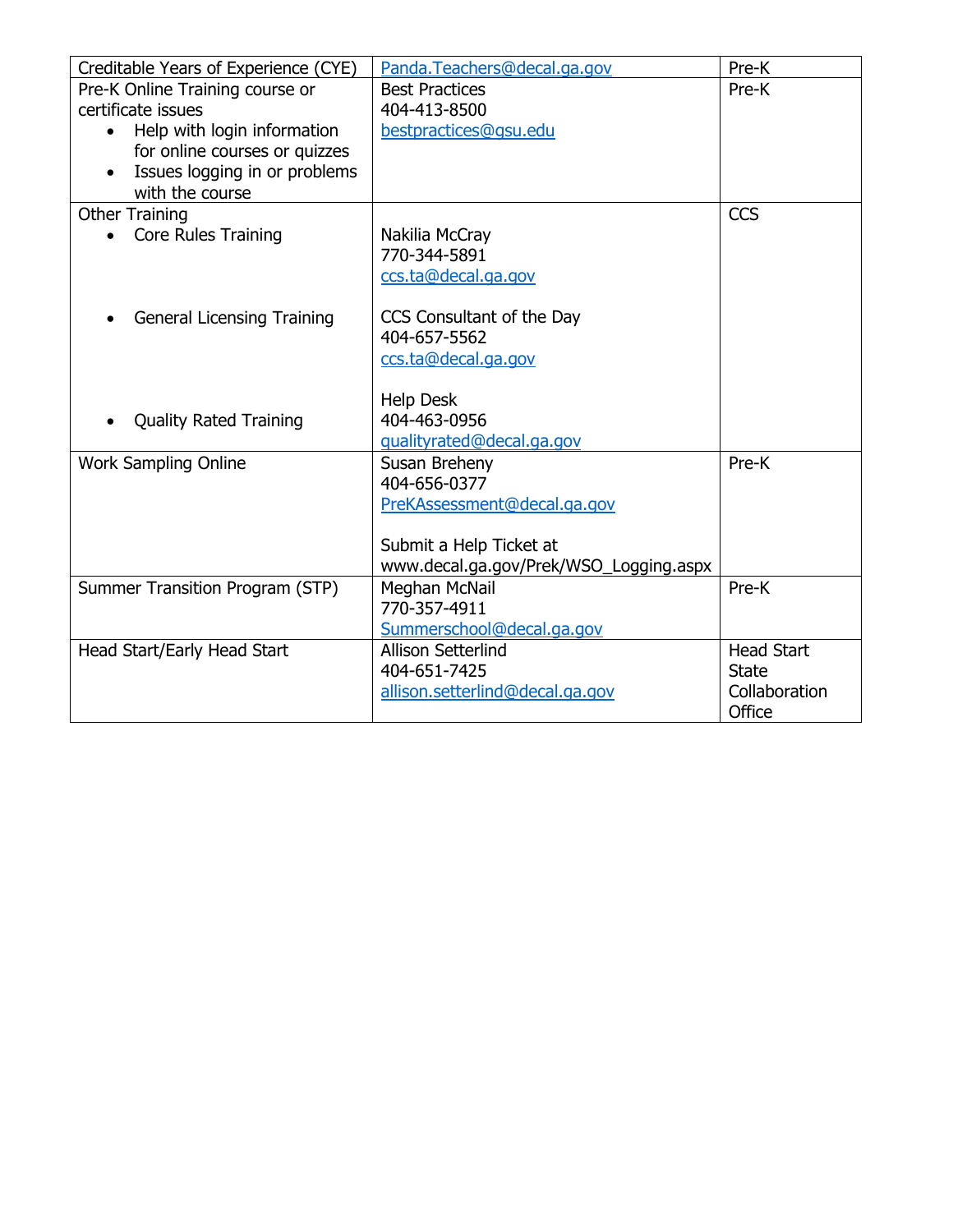| | | |
|---|---|---|
| Creditable Years of Experience (CYE) | Panda.Teachers@decal.ga.gov | Pre-K |
| Pre-K Online Training course or certificate issues<br>• Help with login information for online courses or quizzes<br>• Issues logging in or problems with the course | Best Practices<br>404-413-8500<br>bestpractices@gsu.edu | Pre-K |
| Other Training<br>• Core Rules Training<br><br>• General Licensing Training<br><br>• Quality Rated Training | Nakilia McCray<br>770-344-5891<br>ccs.ta@decal.ga.gov<br><br>CCS Consultant of the Day<br>404-657-5562<br>ccs.ta@decal.ga.gov<br><br>Help Desk<br>404-463-0956<br>qualityrated@decal.ga.gov | CCS |
| Work Sampling Online | Susan Breheny<br>404-656-0377<br>PreKAssessment@decal.ga.gov<br><br>Submit a Help Ticket at<br>www.decal.ga.gov/Prek/WSO_Logging.aspx | Pre-K |
| Summer Transition Program (STP) | Meghan McNail<br>770-357-4911<br>Summerschool@decal.ga.gov | Pre-K |
| Head Start/Early Head Start | Allison Setterlind<br>404-651-7425<br>allison.setterlind@decal.ga.gov | Head Start State Collaboration Office |